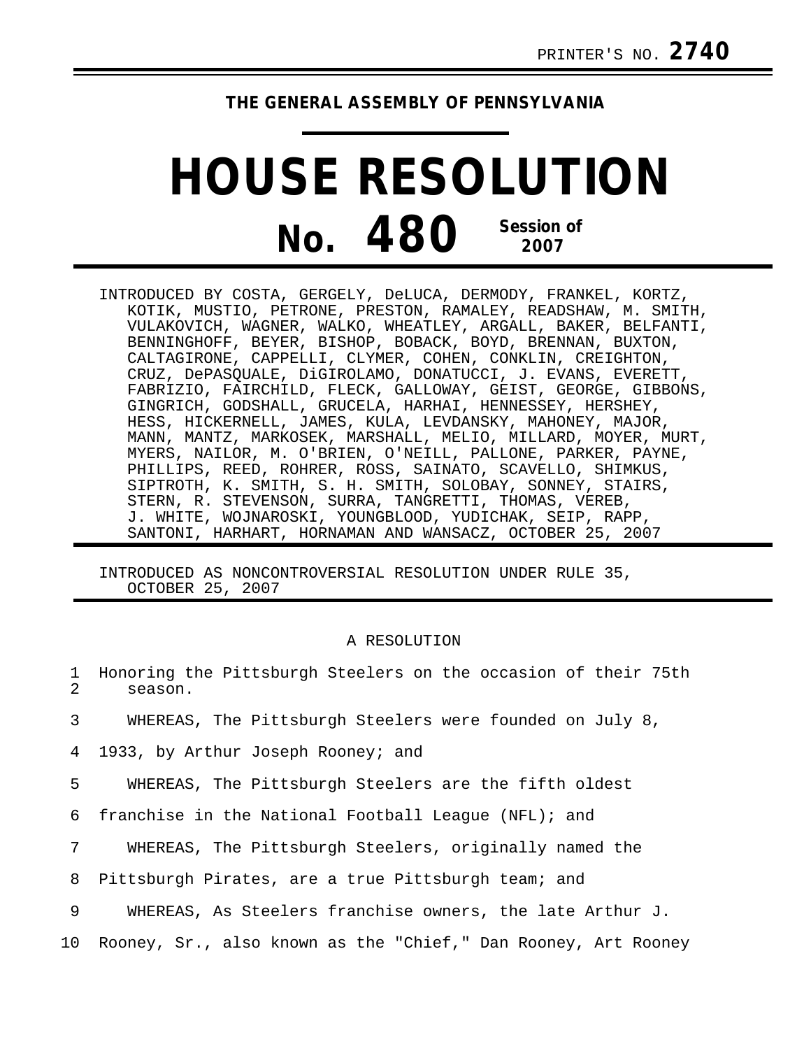PRINTER'S NO. **2740**

**THE GENERAL ASSEMBLY OF PENNSYLVANIA**

# HOUSE RESOLUTION

## No. 480 Session of 2007

INTRODUCED BY COSTA, GERGELY, DeLUCA, DERMODY, FRANKEL, KORTZ, KOTIK, MUSTIO, PETRONE, PRESTON, RAMALEY, READSHAW, M. SMITH, VULAKOVICH, WAGNER, WALKO, WHEATLEY, ARGALL, BAKER, BELFANTI, BENNINGHOFF, BEYER, BISHOP, BOBACK, BOYD, BRENNAN, BUXTON, CALTAGIRONE, CAPPELLI, CLYMER, COHEN, CONKLIN, CREIGHTON, CRUZ, DePASQUALE, DiGIROLAMO, DONATUCCI, J. EVANS, EVERETT, FABRIZIO, FAIRCHILD, FLECK, GALLOWAY, GEIST, GEORGE, GIBBONS, GINGRICH, GODSHALL, GRUCELA, HARHAI, HENNESSEY, HERSHEY, HESS, HICKERNELL, JAMES, KULA, LEVDANSKY, MAHONEY, MAJOR, MANN, MANTZ, MARKOSEK, MARSHALL, MELIO, MILLARD, MOYER, MURT, MYERS, NAILOR, M. O'BRIEN, O'NEILL, PALLONE, PARKER, PAYNE, PHILLIPS, REED, ROHRER, ROSS, SAINATO, SCAVELLO, SHIMKUS, SIPTROTH, K. SMITH, S. H. SMITH, SOLOBAY, SONNEY, STAIRS, STERN, R. STEVENSON, SURRA, TANGRETTI, THOMAS, VEREB, J. WHITE, WOJNAROSKI, YOUNGBLOOD, YUDICHAK, SEIP, RAPP, SANTONI, HARHART, HORNAMAN AND WANSACZ, OCTOBER 25, 2007

INTRODUCED AS NONCONTROVERSIAL RESOLUTION UNDER RULE 35, OCTOBER 25, 2007

A RESOLUTION

1 Honoring the Pittsburgh Steelers on the occasion of their 75th
2 season.

3 WHEREAS, The Pittsburgh Steelers were founded on July 8,
4 1933, by Arthur Joseph Rooney; and

5 WHEREAS, The Pittsburgh Steelers are the fifth oldest
6 franchise in the National Football League (NFL); and

7 WHEREAS, The Pittsburgh Steelers, originally named the
8 Pittsburgh Pirates, are a true Pittsburgh team; and

9 WHEREAS, As Steelers franchise owners, the late Arthur J.
10 Rooney, Sr., also known as the "Chief," Dan Rooney, Art Rooney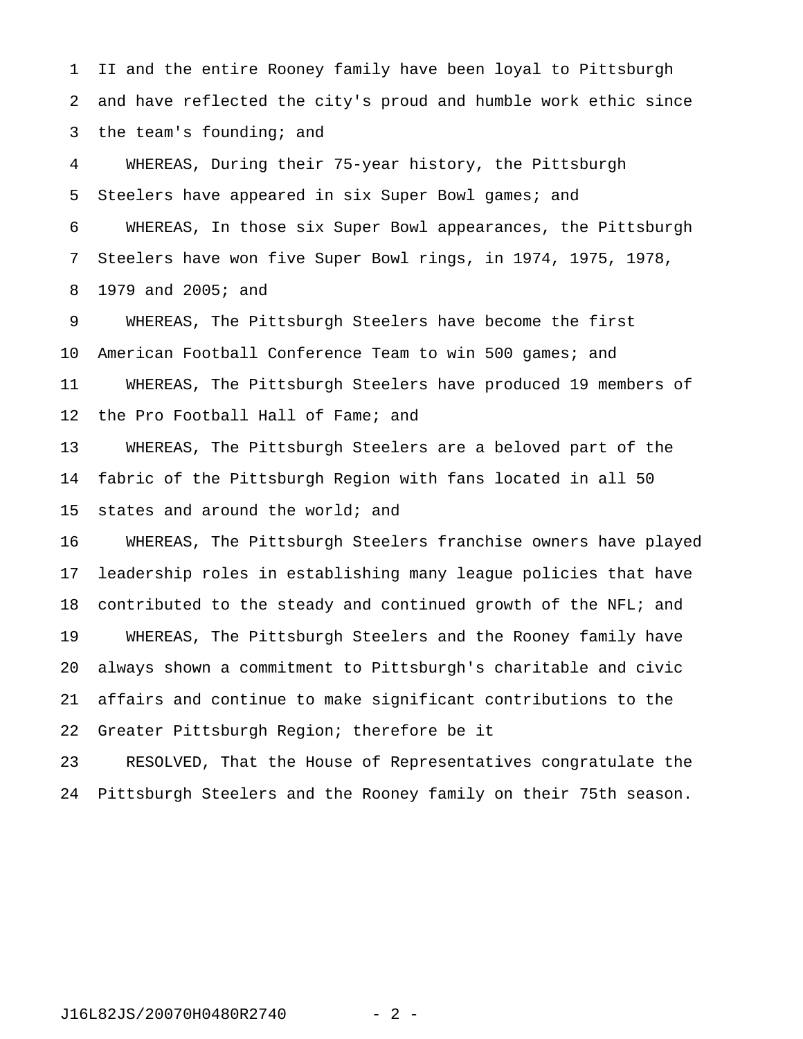II and the entire Rooney family have been loyal to Pittsburgh and have reflected the city's proud and humble work ethic since the team's founding; and

WHEREAS, During their 75-year history, the Pittsburgh Steelers have appeared in six Super Bowl games; and

WHEREAS, In those six Super Bowl appearances, the Pittsburgh Steelers have won five Super Bowl rings, in 1974, 1975, 1978, 1979 and 2005; and

WHEREAS, The Pittsburgh Steelers have become the first American Football Conference Team to win 500 games; and

WHEREAS, The Pittsburgh Steelers have produced 19 members of the Pro Football Hall of Fame; and

WHEREAS, The Pittsburgh Steelers are a beloved part of the fabric of the Pittsburgh Region with fans located in all 50 states and around the world; and

WHEREAS, The Pittsburgh Steelers franchise owners have played leadership roles in establishing many league policies that have contributed to the steady and continued growth of the NFL; and

WHEREAS, The Pittsburgh Steelers and the Rooney family have always shown a commitment to Pittsburgh's charitable and civic affairs and continue to make significant contributions to the Greater Pittsburgh Region; therefore be it

RESOLVED, That the House of Representatives congratulate the Pittsburgh Steelers and the Rooney family on their 75th season.